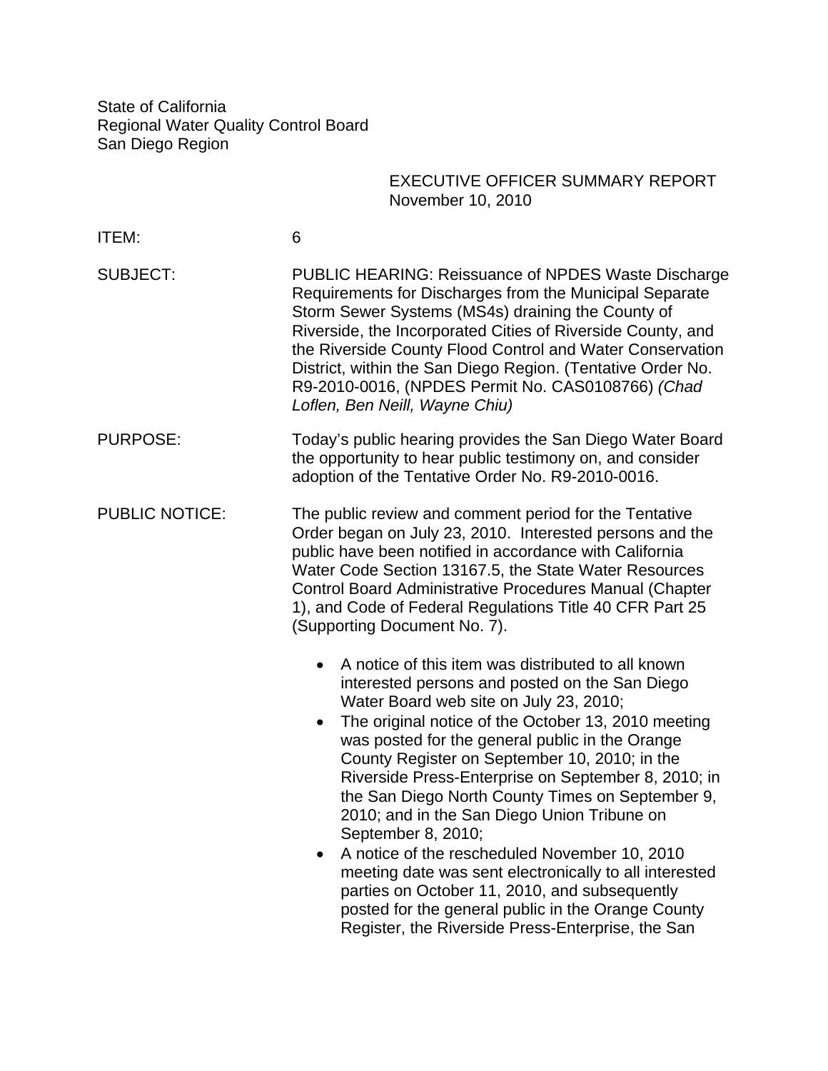State of California
Regional Water Quality Control Board
San Diego Region

EXECUTIVE OFFICER SUMMARY REPORT
November 10, 2010

| | |
|---|---|
| ITEM: | 6 |
| SUBJECT: | PUBLIC HEARING: Reissuance of NPDES Waste Discharge Requirements for Discharges from the Municipal Separate Storm Sewer Systems (MS4s) draining the County of Riverside, the Incorporated Cities of Riverside County, and the Riverside County Flood Control and Water Conservation District, within the San Diego Region. (Tentative Order No. R9-2010-0016, (NPDES Permit No. CAS0108766) *(Chad Loflen, Ben Neill, Wayne Chiu)* |
| PURPOSE: | Today's public hearing provides the San Diego Water Board the opportunity to hear public testimony on, and consider adoption of the Tentative Order No. R9-2010-0016. |
| PUBLIC NOTICE: | The public review and comment period for the Tentative Order began on July 23, 2010. Interested persons and the public have been notified in accordance with California Water Code Section 13167.5, the State Water Resources Control Board Administrative Procedures Manual (Chapter 1), and Code of Federal Regulations Title 40 CFR Part 25 (Supporting Document No. 7). |

- A notice of this item was distributed to all known interested persons and posted on the San Diego Water Board web site on July 23, 2010;
- The original notice of the October 13, 2010 meeting was posted for the general public in the Orange County Register on September 10, 2010; in the Riverside Press-Enterprise on September 8, 2010; in the San Diego North County Times on September 9, 2010; and in the San Diego Union Tribune on September 8, 2010;
- A notice of the rescheduled November 10, 2010 meeting date was sent electronically to all interested parties on October 11, 2010, and subsequently posted for the general public in the Orange County Register, the Riverside Press-Enterprise, the San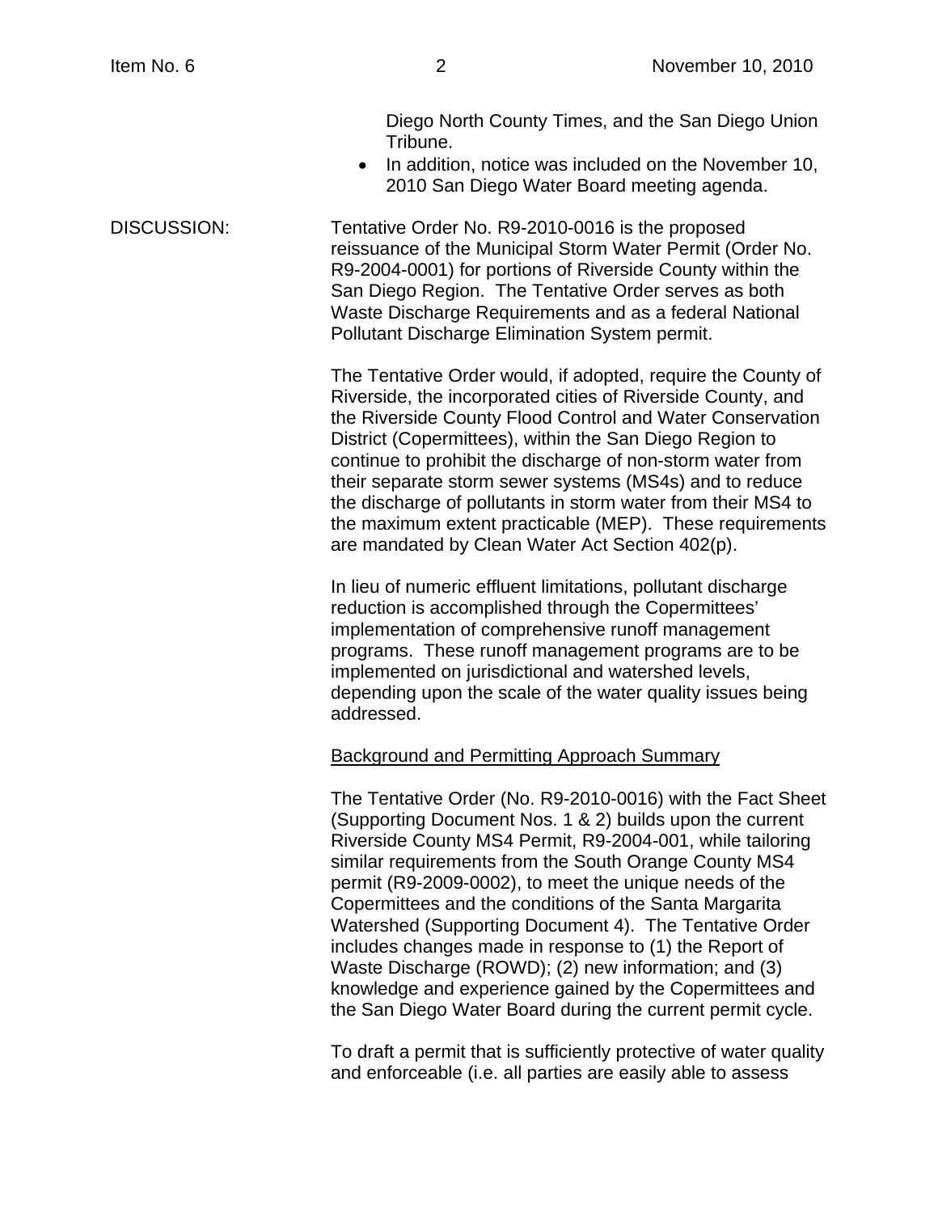Diego North County Times, and the San Diego Union Tribune.

- In addition, notice was included on the November 10, 2010 San Diego Water Board meeting agenda.

DISCUSSION:

Tentative Order No. R9-2010-0016 is the proposed reissuance of the Municipal Storm Water Permit (Order No. R9-2004-0001) for portions of Riverside County within the San Diego Region. The Tentative Order serves as both Waste Discharge Requirements and as a federal National Pollutant Discharge Elimination System permit.

The Tentative Order would, if adopted, require the County of Riverside, the incorporated cities of Riverside County, and the Riverside County Flood Control and Water Conservation District (Copermittees), within the San Diego Region to continue to prohibit the discharge of non-storm water from their separate storm sewer systems (MS4s) and to reduce the discharge of pollutants in storm water from their MS4 to the maximum extent practicable (MEP). These requirements are mandated by Clean Water Act Section 402(p).

In lieu of numeric effluent limitations, pollutant discharge reduction is accomplished through the Copermittees' implementation of comprehensive runoff management programs. These runoff management programs are to be implemented on jurisdictional and watershed levels, depending upon the scale of the water quality issues being addressed.

<u>Background and Permitting Approach Summary</u>

The Tentative Order (No. R9-2010-0016) with the Fact Sheet (Supporting Document Nos. 1 & 2) builds upon the current Riverside County MS4 Permit, R9-2004-001, while tailoring similar requirements from the South Orange County MS4 permit (R9-2009-0002), to meet the unique needs of the Copermittees and the conditions of the Santa Margarita Watershed (Supporting Document 4). The Tentative Order includes changes made in response to (1) the Report of Waste Discharge (ROWD); (2) new information; and (3) knowledge and experience gained by the Copermittees and the San Diego Water Board during the current permit cycle.

To draft a permit that is sufficiently protective of water quality and enforceable (i.e. all parties are easily able to assess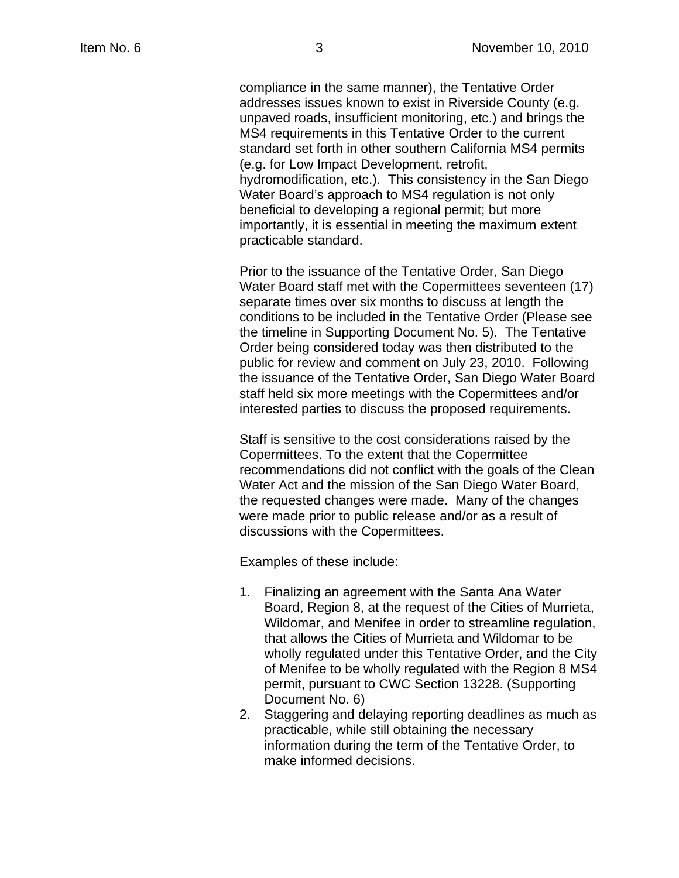compliance in the same manner), the Tentative Order addresses issues known to exist in Riverside County (e.g. unpaved roads, insufficient monitoring, etc.) and brings the MS4 requirements in this Tentative Order to the current standard set forth in other southern California MS4 permits (e.g. for Low Impact Development, retrofit, hydromodification, etc.). This consistency in the San Diego Water Board's approach to MS4 regulation is not only beneficial to developing a regional permit; but more importantly, it is essential in meeting the maximum extent practicable standard.

Prior to the issuance of the Tentative Order, San Diego Water Board staff met with the Copermittees seventeen (17) separate times over six months to discuss at length the conditions to be included in the Tentative Order (Please see the timeline in Supporting Document No. 5). The Tentative Order being considered today was then distributed to the public for review and comment on July 23, 2010. Following the issuance of the Tentative Order, San Diego Water Board staff held six more meetings with the Copermittees and/or interested parties to discuss the proposed requirements.

Staff is sensitive to the cost considerations raised by the Copermittees. To the extent that the Copermittee recommendations did not conflict with the goals of the Clean Water Act and the mission of the San Diego Water Board, the requested changes were made. Many of the changes were made prior to public release and/or as a result of discussions with the Copermittees.

Examples of these include:

1. Finalizing an agreement with the Santa Ana Water Board, Region 8, at the request of the Cities of Murrieta, Wildomar, and Menifee in order to streamline regulation, that allows the Cities of Murrieta and Wildomar to be wholly regulated under this Tentative Order, and the City of Menifee to be wholly regulated with the Region 8 MS4 permit, pursuant to CWC Section 13228. (Supporting Document No. 6)
2. Staggering and delaying reporting deadlines as much as practicable, while still obtaining the necessary information during the term of the Tentative Order, to make informed decisions.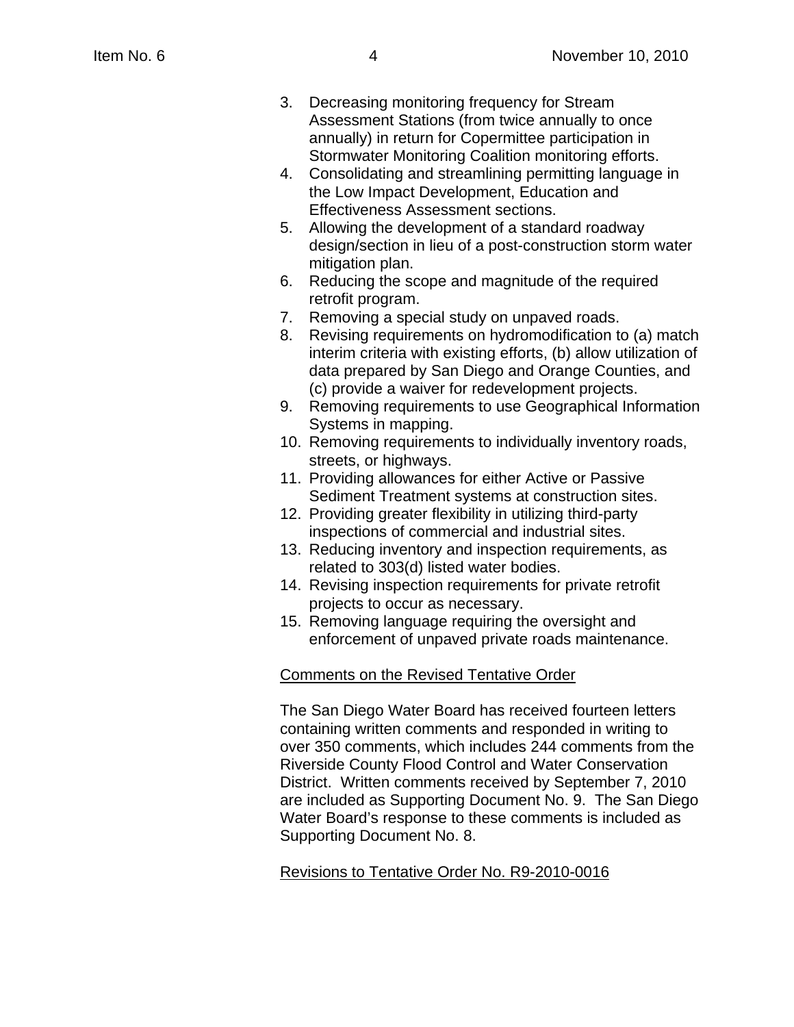3. Decreasing monitoring frequency for Stream Assessment Stations (from twice annually to once annually) in return for Copermittee participation in Stormwater Monitoring Coalition monitoring efforts.
4. Consolidating and streamlining permitting language in the Low Impact Development, Education and Effectiveness Assessment sections.
5. Allowing the development of a standard roadway design/section in lieu of a post-construction storm water mitigation plan.
6. Reducing the scope and magnitude of the required retrofit program.
7. Removing a special study on unpaved roads.
8. Revising requirements on hydromodification to (a) match interim criteria with existing efforts, (b) allow utilization of data prepared by San Diego and Orange Counties, and (c) provide a waiver for redevelopment projects.
9. Removing requirements to use Geographical Information Systems in mapping.
10. Removing requirements to individually inventory roads, streets, or highways.
11. Providing allowances for either Active or Passive Sediment Treatment systems at construction sites.
12. Providing greater flexibility in utilizing third-party inspections of commercial and industrial sites.
13. Reducing inventory and inspection requirements, as related to 303(d) listed water bodies.
14. Revising inspection requirements for private retrofit projects to occur as necessary.
15. Removing language requiring the oversight and enforcement of unpaved private roads maintenance.

Comments on the Revised Tentative Order

The San Diego Water Board has received fourteen letters containing written comments and responded in writing to over 350 comments, which includes 244 comments from the Riverside County Flood Control and Water Conservation District. Written comments received by September 7, 2010 are included as Supporting Document No. 9. The San Diego Water Board's response to these comments is included as Supporting Document No. 8.

Revisions to Tentative Order No. R9-2010-0016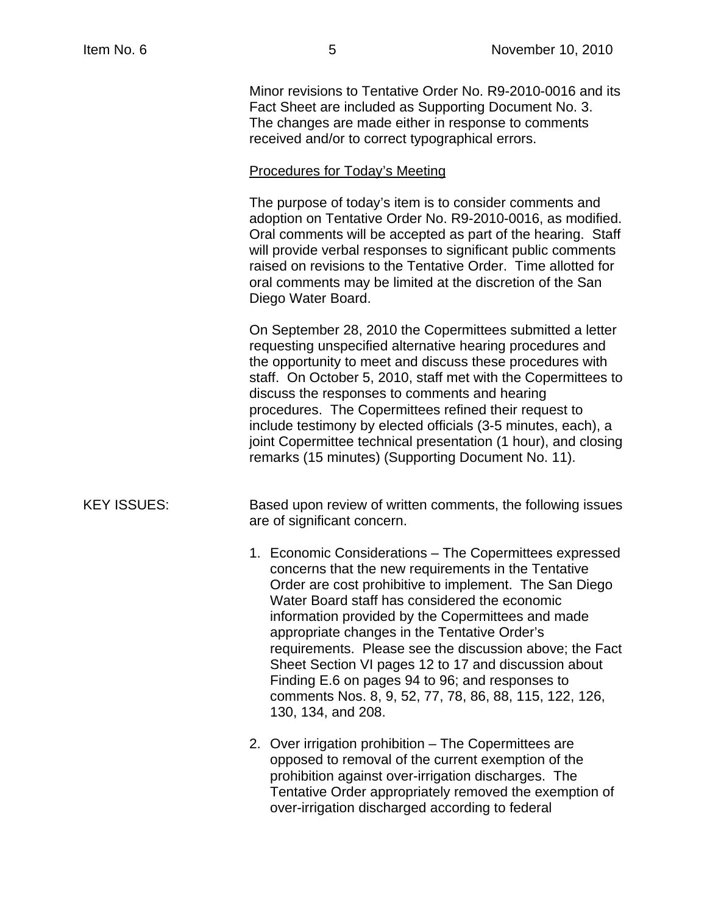Minor revisions to Tentative Order No. R9-2010-0016 and its Fact Sheet are included as Supporting Document No. 3. The changes are made either in response to comments received and/or to correct typographical errors.

Procedures for Today's Meeting

The purpose of today's item is to consider comments and adoption on Tentative Order No. R9-2010-0016, as modified. Oral comments will be accepted as part of the hearing. Staff will provide verbal responses to significant public comments raised on revisions to the Tentative Order. Time allotted for oral comments may be limited at the discretion of the San Diego Water Board.

On September 28, 2010 the Copermittees submitted a letter requesting unspecified alternative hearing procedures and the opportunity to meet and discuss these procedures with staff. On October 5, 2010, staff met with the Copermittees to discuss the responses to comments and hearing procedures. The Copermittees refined their request to include testimony by elected officials (3-5 minutes, each), a joint Copermittee technical presentation (1 hour), and closing remarks (15 minutes) (Supporting Document No. 11).

KEY ISSUES: Based upon review of written comments, the following issues are of significant concern.

1. Economic Considerations – The Copermittees expressed concerns that the new requirements in the Tentative Order are cost prohibitive to implement. The San Diego Water Board staff has considered the economic information provided by the Copermittees and made appropriate changes in the Tentative Order's requirements. Please see the discussion above; the Fact Sheet Section VI pages 12 to 17 and discussion about Finding E.6 on pages 94 to 96; and responses to comments Nos. 8, 9, 52, 77, 78, 86, 88, 115, 122, 126, 130, 134, and 208.

2. Over irrigation prohibition – The Copermittees are opposed to removal of the current exemption of the prohibition against over-irrigation discharges. The Tentative Order appropriately removed the exemption of over-irrigation discharged according to federal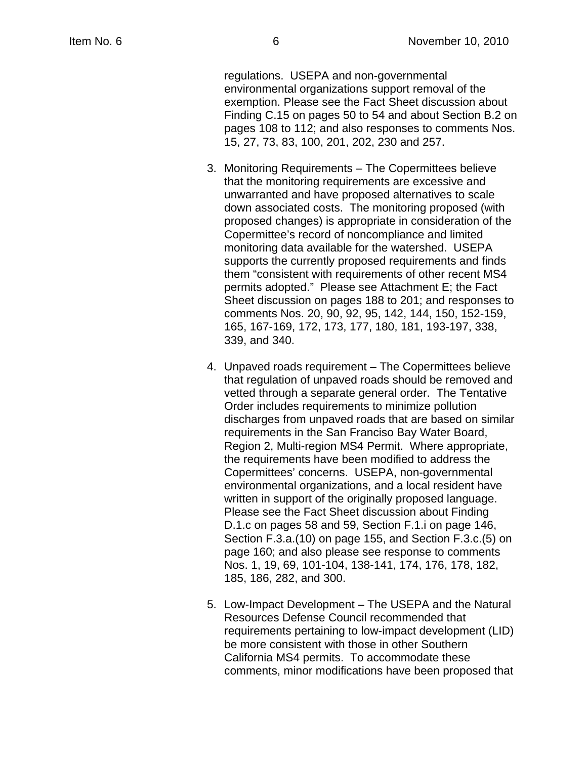regulations. USEPA and non-governmental environmental organizations support removal of the exemption. Please see the Fact Sheet discussion about Finding C.15 on pages 50 to 54 and about Section B.2 on pages 108 to 112; and also responses to comments Nos. 15, 27, 73, 83, 100, 201, 202, 230 and 257.

3. Monitoring Requirements – The Copermittees believe that the monitoring requirements are excessive and unwarranted and have proposed alternatives to scale down associated costs. The monitoring proposed (with proposed changes) is appropriate in consideration of the Copermittee's record of noncompliance and limited monitoring data available for the watershed. USEPA supports the currently proposed requirements and finds them "consistent with requirements of other recent MS4 permits adopted." Please see Attachment E; the Fact Sheet discussion on pages 188 to 201; and responses to comments Nos. 20, 90, 92, 95, 142, 144, 150, 152-159, 165, 167-169, 172, 173, 177, 180, 181, 193-197, 338, 339, and 340.

4. Unpaved roads requirement – The Copermittees believe that regulation of unpaved roads should be removed and vetted through a separate general order. The Tentative Order includes requirements to minimize pollution discharges from unpaved roads that are based on similar requirements in the San Francisco Bay Water Board, Region 2, Multi-region MS4 Permit. Where appropriate, the requirements have been modified to address the Copermittees' concerns. USEPA, non-governmental environmental organizations, and a local resident have written in support of the originally proposed language. Please see the Fact Sheet discussion about Finding D.1.c on pages 58 and 59, Section F.1.i on page 146, Section F.3.a.(10) on page 155, and Section F.3.c.(5) on page 160; and also please see response to comments Nos. 1, 19, 69, 101-104, 138-141, 174, 176, 178, 182, 185, 186, 282, and 300.

5. Low-Impact Development – The USEPA and the Natural Resources Defense Council recommended that requirements pertaining to low-impact development (LID) be more consistent with those in other Southern California MS4 permits. To accommodate these comments, minor modifications have been proposed that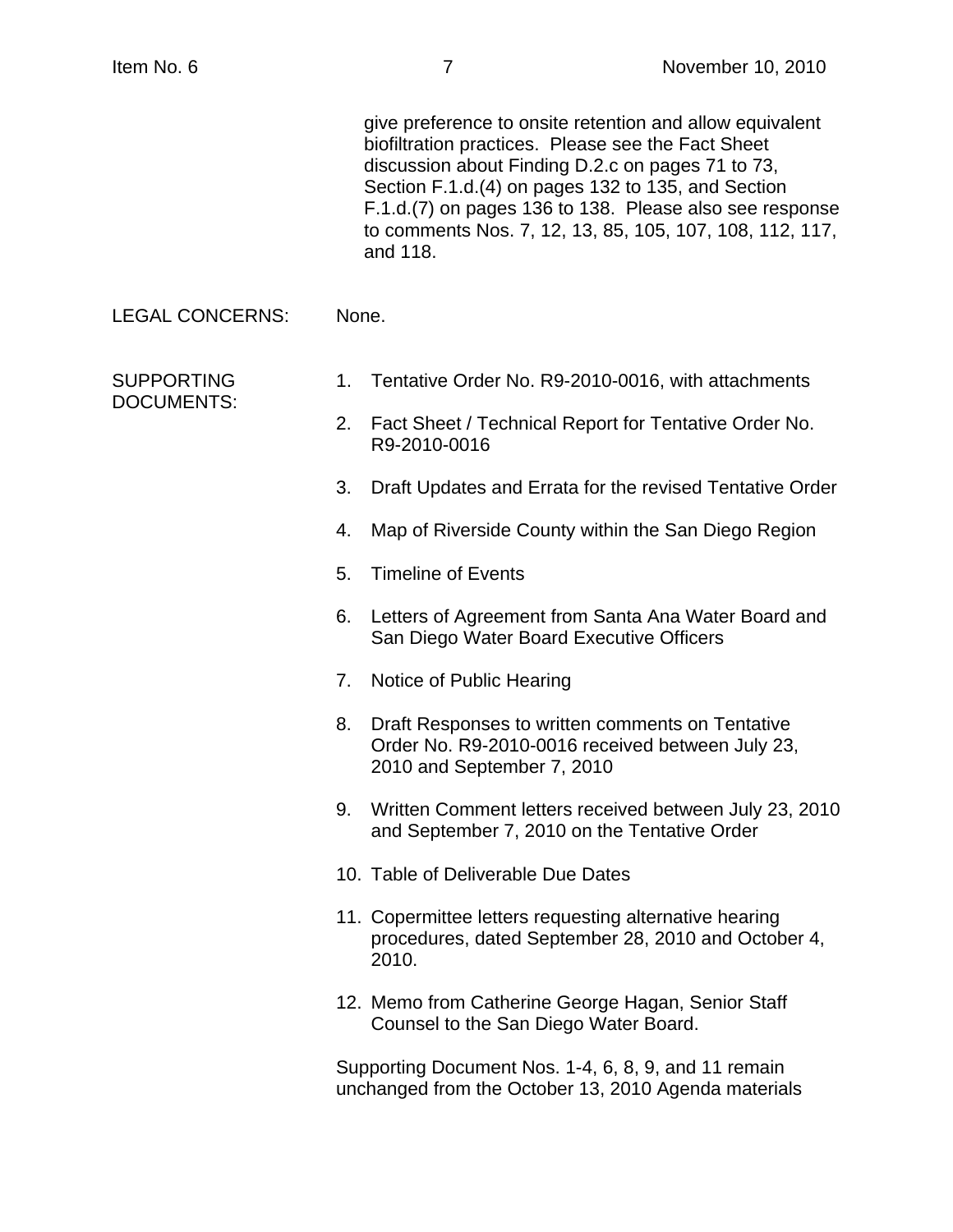give preference to onsite retention and allow equivalent biofiltration practices. Please see the Fact Sheet discussion about Finding D.2.c on pages 71 to 73, Section F.1.d.(4) on pages 132 to 135, and Section F.1.d.(7) on pages 136 to 138. Please also see response to comments Nos. 7, 12, 13, 85, 105, 107, 108, 112, 117, and 118.

LEGAL CONCERNS: None.

SUPPORTING DOCUMENTS:

1. Tentative Order No. R9-2010-0016, with attachments
2. Fact Sheet / Technical Report for Tentative Order No. R9-2010-0016
3. Draft Updates and Errata for the revised Tentative Order
4. Map of Riverside County within the San Diego Region
5. Timeline of Events
6. Letters of Agreement from Santa Ana Water Board and San Diego Water Board Executive Officers
7. Notice of Public Hearing
8. Draft Responses to written comments on Tentative Order No. R9-2010-0016 received between July 23, 2010 and September 7, 2010
9. Written Comment letters received between July 23, 2010 and September 7, 2010 on the Tentative Order
10. Table of Deliverable Due Dates
11. Copermittee letters requesting alternative hearing procedures, dated September 28, 2010 and October 4, 2010.
12. Memo from Catherine George Hagan, Senior Staff Counsel to the San Diego Water Board.

Supporting Document Nos. 1-4, 6, 8, 9, and 11 remain unchanged from the October 13, 2010 Agenda materials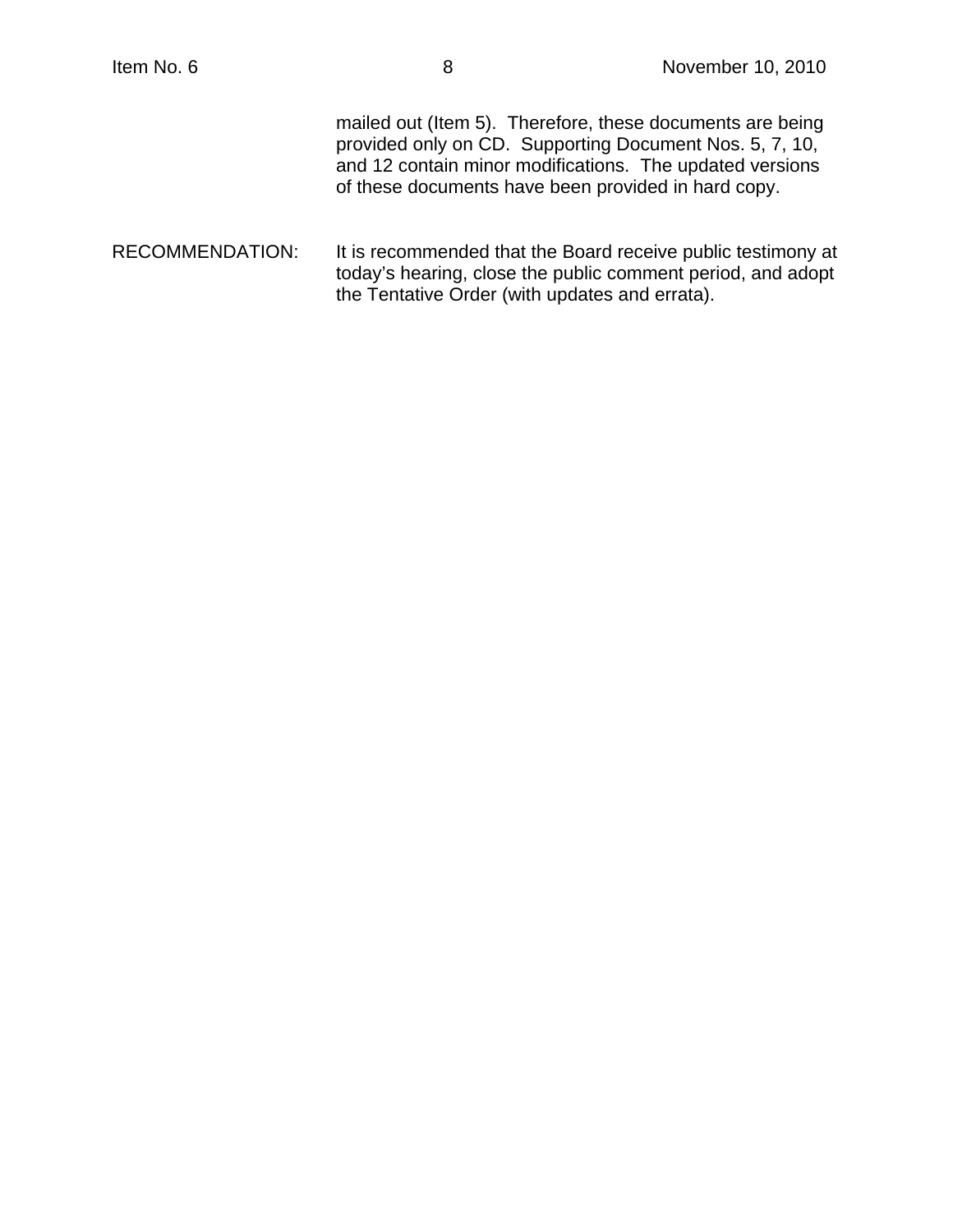mailed out (Item 5). Therefore, these documents are being provided only on CD. Supporting Document Nos. 5, 7, 10, and 12 contain minor modifications. The updated versions of these documents have been provided in hard copy.

RECOMMENDATION: It is recommended that the Board receive public testimony at today's hearing, close the public comment period, and adopt the Tentative Order (with updates and errata).